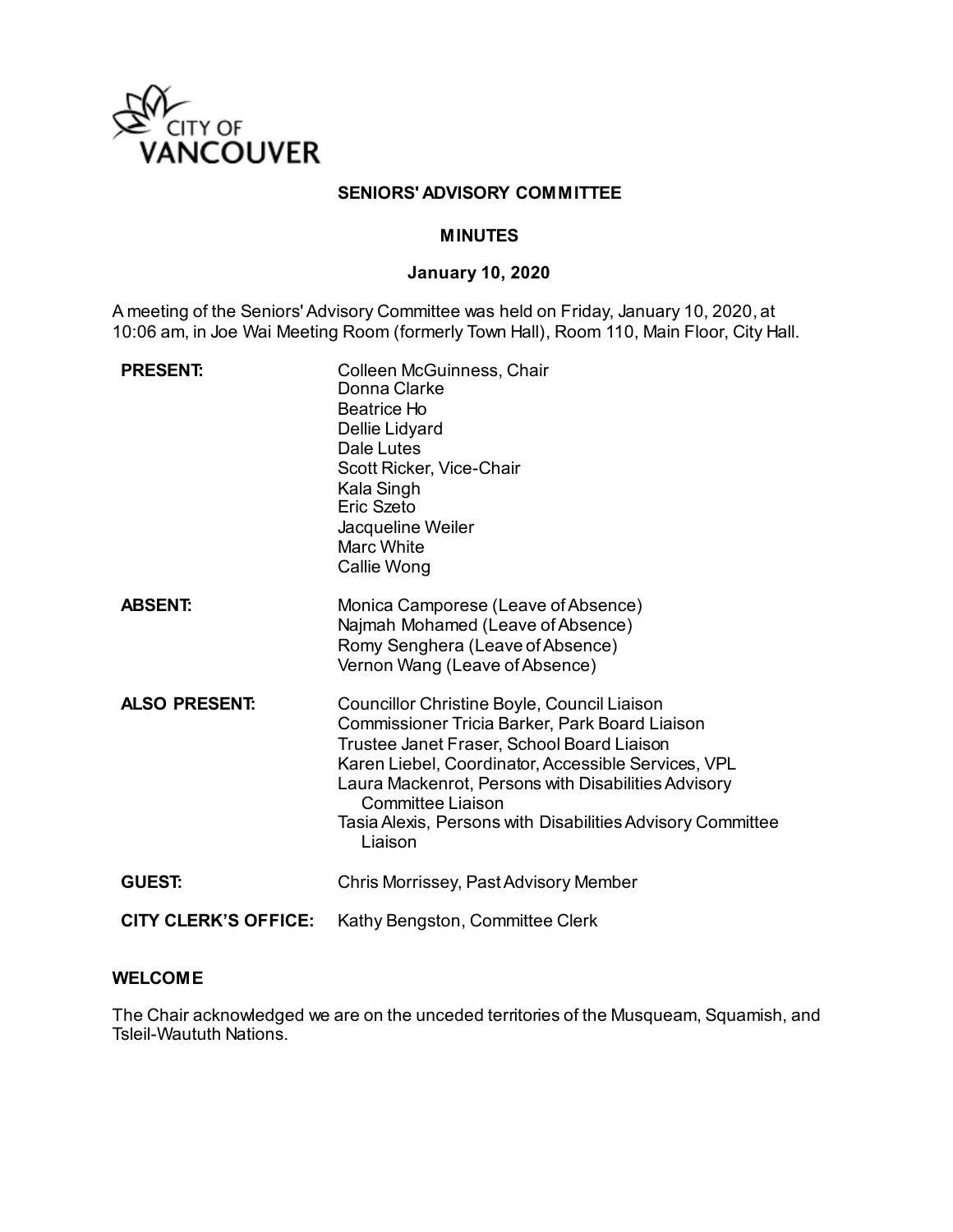CITY OF VANCOUVER

# SENIORS' ADVISORY COMMITTEE

## MINUTES

### January 10, 2020

A meeting of the Seniors' Advisory Committee was held on Friday, January 10, 2020, at 10:06 am, in Joe Wai Meeting Room (formerly Town Hall), Room 110, Main Floor, City Hall.

| | |
|---|---|
| **PRESENT:** | Colleen McGuinness, Chair<br>Donna Clarke<br>Beatrice Ho<br>Dellie Lidyard<br>Dale Lutes<br>Scott Ricker, Vice-Chair<br>Kala Singh<br>Eric Szeto<br>Jacqueline Weiler<br>Marc White<br>Callie Wong |
| **ABSENT:** | Monica Camporese (Leave of Absence)<br>Najmah Mohamed (Leave of Absence)<br>Romy Senghera (Leave of Absence)<br>Vernon Wang (Leave of Absence) |
| **ALSO PRESENT:** | Councillor Christine Boyle, Council Liaison<br>Commissioner Tricia Barker, Park Board Liaison<br>Trustee Janet Fraser, School Board Liaison<br>Karen Liebel, Coordinator, Accessible Services, VPL<br>Laura Mackenrot, Persons with Disabilities Advisory Committee Liaison<br>Tasia Alexis, Persons with Disabilities Advisory Committee Liaison |
| **GUEST:** | Chris Morrissey, Past Advisory Member |
| **CITY CLERK'S OFFICE:** | Kathy Bengston, Committee Clerk |

**WELCOME**

The Chair acknowledged we are on the unceded territories of the Musqueam, Squamish, and Tsleil-Waututh Nations.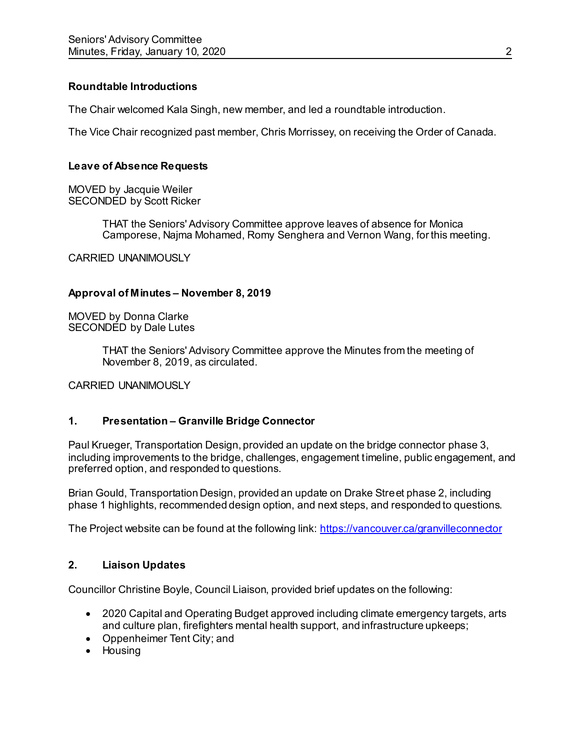**Roundtable Introductions**

The Chair welcomed Kala Singh, new member, and led a roundtable introduction.

The Vice Chair recognized past member, Chris Morrissey, on receiving the Order of Canada.

**Leave of Absence Requests**

MOVED by Jacquie Weiler
SECONDED by Scott Ricker

> THAT the Seniors' Advisory Committee approve leaves of absence for Monica Camporese, Najma Mohamed, Romy Senghera and Vernon Wang, for this meeting.

CARRIED UNANIMOUSLY

**Approval of Minutes – November 8, 2019**

MOVED by Donna Clarke
SECONDED by Dale Lutes

> THAT the Seniors' Advisory Committee approve the Minutes from the meeting of November 8, 2019, as circulated.

CARRIED UNANIMOUSLY

## 1. Presentation – Granville Bridge Connector

Paul Krueger, Transportation Design, provided an update on the bridge connector phase 3, including improvements to the bridge, challenges, engagement timeline, public engagement, and preferred option, and responded to questions.

Brian Gould, Transportation Design, provided an update on Drake Street phase 2, including phase 1 highlights, recommended design option, and next steps, and responded to questions.

The Project website can be found at the following link: [https://vancouver.ca/granvilleconnector](https://vancouver.ca/granvilleconnector)

## 2. Liaison Updates

Councillor Christine Boyle, Council Liaison, provided brief updates on the following:

- 2020 Capital and Operating Budget approved including climate emergency targets, arts and culture plan, firefighters mental health support, and infrastructure upkeeps;
- Oppenheimer Tent City; and
- Housing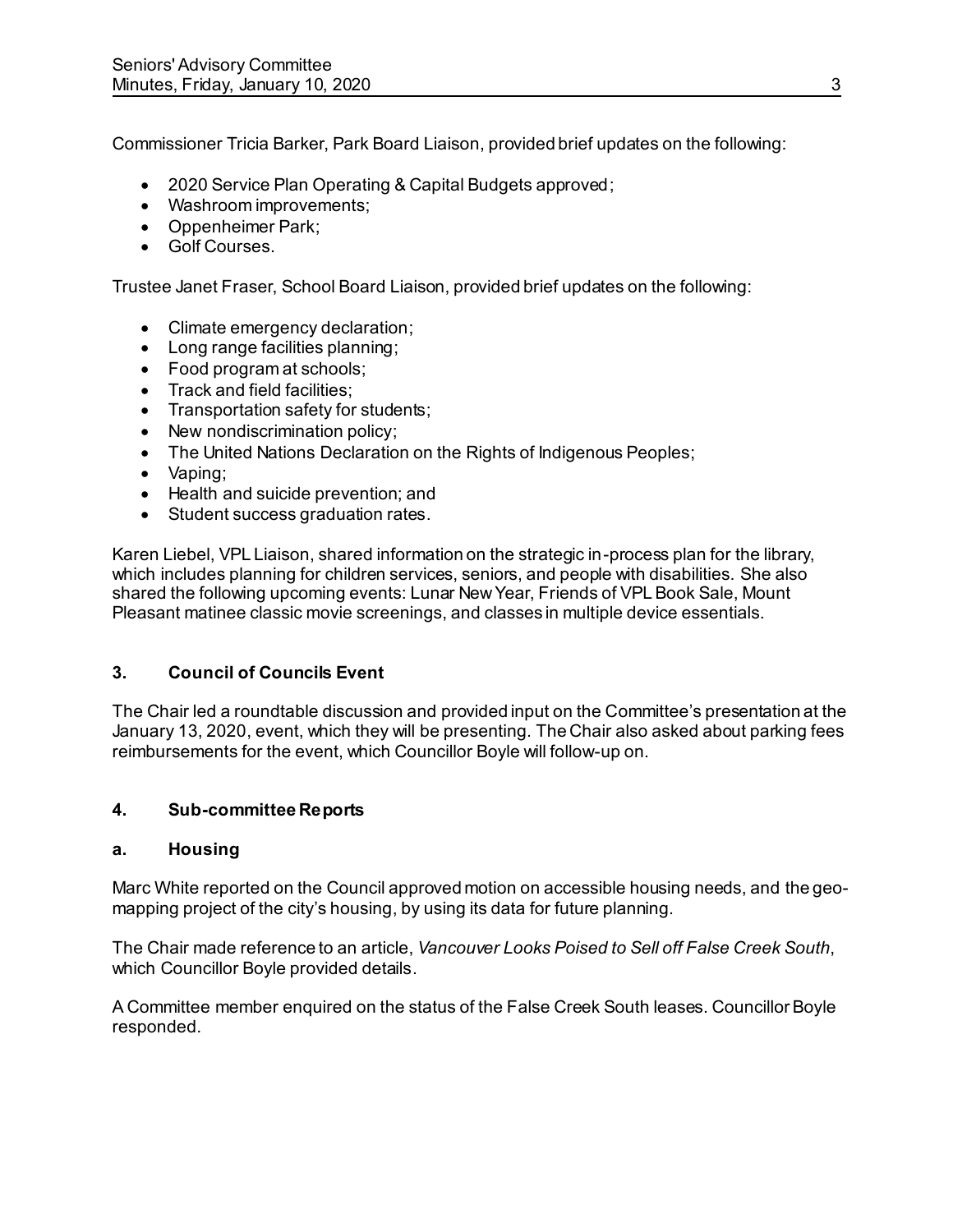Commissioner Tricia Barker, Park Board Liaison, provided brief updates on the following:

- 2020 Service Plan Operating & Capital Budgets approved;
- Washroom improvements;
- Oppenheimer Park;
- Golf Courses.

Trustee Janet Fraser, School Board Liaison, provided brief updates on the following:

- Climate emergency declaration;
- Long range facilities planning;
- Food program at schools;
- Track and field facilities;
- Transportation safety for students;
- New nondiscrimination policy;
- The United Nations Declaration on the Rights of Indigenous Peoples;
- Vaping;
- Health and suicide prevention; and
- Student success graduation rates.

Karen Liebel, VPL Liaison, shared information on the strategic in-process plan for the library, which includes planning for children services, seniors, and people with disabilities. She also shared the following upcoming events: Lunar New Year, Friends of VPL Book Sale, Mount Pleasant matinee classic movie screenings, and classes in multiple device essentials.

## 3. Council of Councils Event

The Chair led a roundtable discussion and provided input on the Committee's presentation at the January 13, 2020, event, which they will be presenting. The Chair also asked about parking fees reimbursements for the event, which Councillor Boyle will follow-up on.

## 4. Sub-committee Reports

### a. Housing

Marc White reported on the Council approved motion on accessible housing needs, and the geo-mapping project of the city's housing, by using its data for future planning.

The Chair made reference to an article, *Vancouver Looks Poised to Sell off False Creek South*, which Councillor Boyle provided details.

A Committee member enquired on the status of the False Creek South leases. Councillor Boyle responded.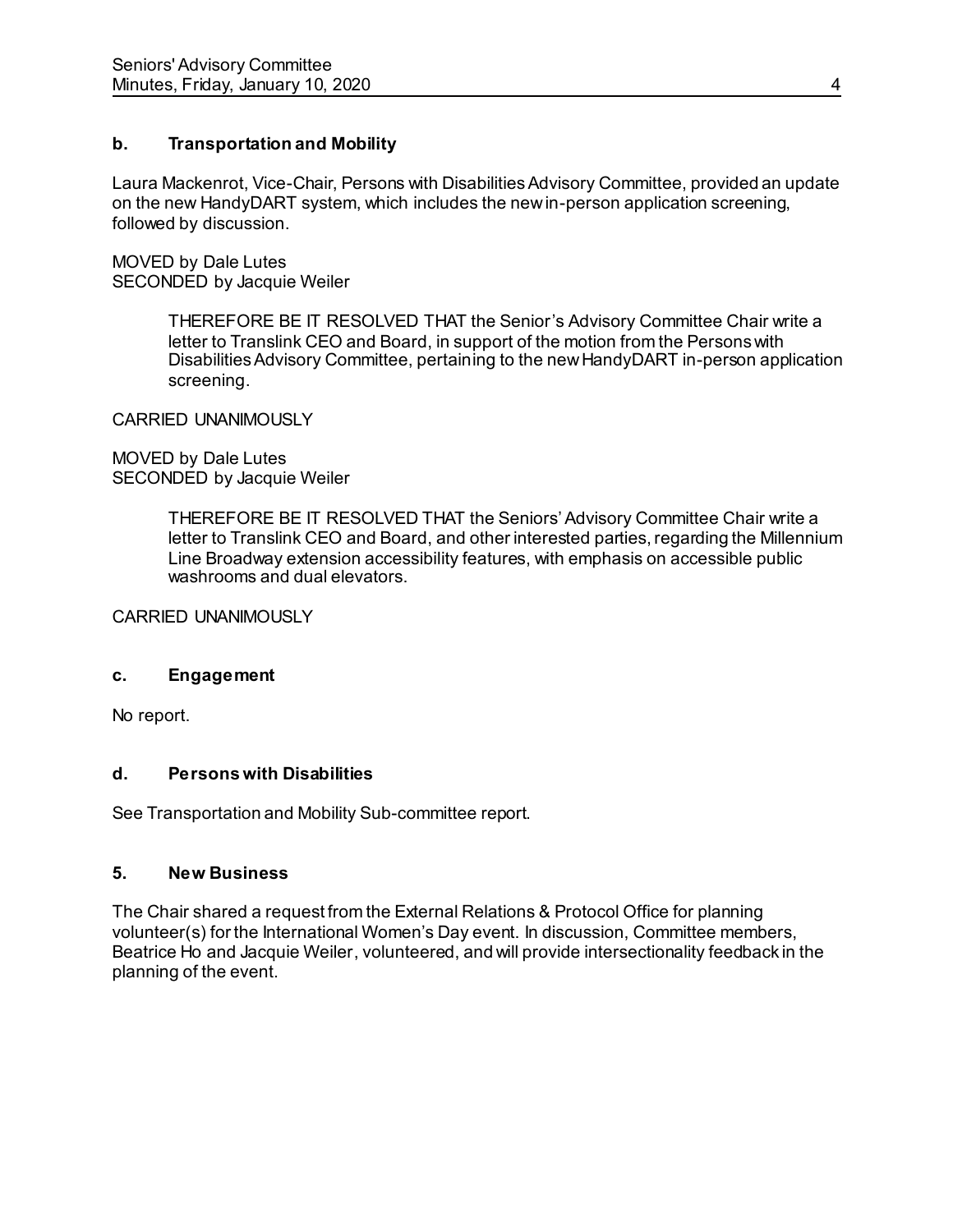### b. Transportation and Mobility

Laura Mackenrot, Vice-Chair, Persons with Disabilities Advisory Committee, provided an update on the new HandyDART system, which includes the new in-person application screening, followed by discussion.

MOVED by Dale Lutes
SECONDED by Jacquie Weiler

> THEREFORE BE IT RESOLVED THAT the Senior's Advisory Committee Chair write a letter to Translink CEO and Board, in support of the motion from the Persons with Disabilities Advisory Committee, pertaining to the new HandyDART in-person application screening.

CARRIED UNANIMOUSLY

MOVED by Dale Lutes
SECONDED by Jacquie Weiler

> THEREFORE BE IT RESOLVED THAT the Seniors' Advisory Committee Chair write a letter to Translink CEO and Board, and other interested parties, regarding the Millennium Line Broadway extension accessibility features, with emphasis on accessible public washrooms and dual elevators.

CARRIED UNANIMOUSLY

### c. Engagement

No report.

### d. Persons with Disabilities

See Transportation and Mobility Sub-committee report.

## 5. New Business

The Chair shared a request from the External Relations & Protocol Office for planning volunteer(s) for the International Women's Day event. In discussion, Committee members, Beatrice Ho and Jacquie Weiler, volunteered, and will provide intersectionality feedback in the planning of the event.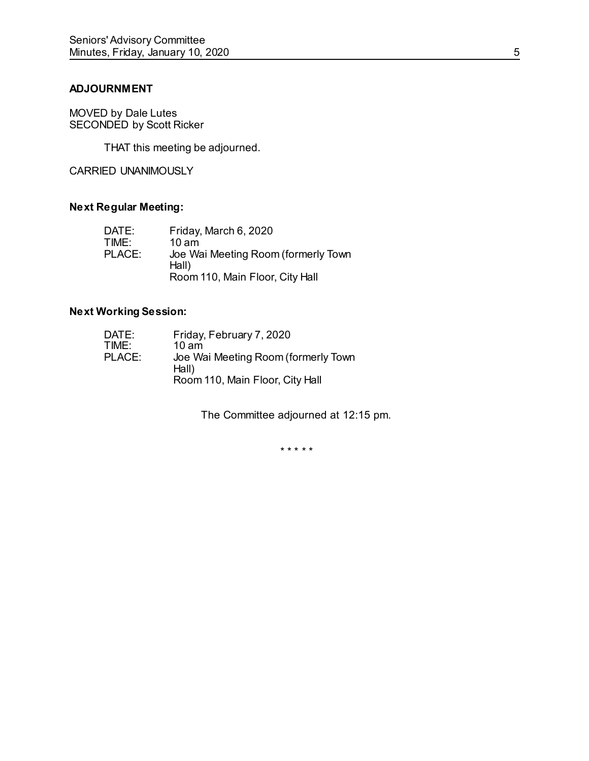## ADJOURNMENT

MOVED by Dale Lutes
SECONDED by Scott Ricker

THAT this meeting be adjourned.

CARRIED UNANIMOUSLY

### Next Regular Meeting:

DATE: Friday, March 6, 2020
TIME: 10 am
PLACE: Joe Wai Meeting Room (formerly Town Hall)
Room 110, Main Floor, City Hall

### Next Working Session:

DATE: Friday, February 7, 2020
TIME: 10 am
PLACE: Joe Wai Meeting Room (formerly Town Hall)
Room 110, Main Floor, City Hall

The Committee adjourned at 12:15 pm.

\* \* \* \* \*